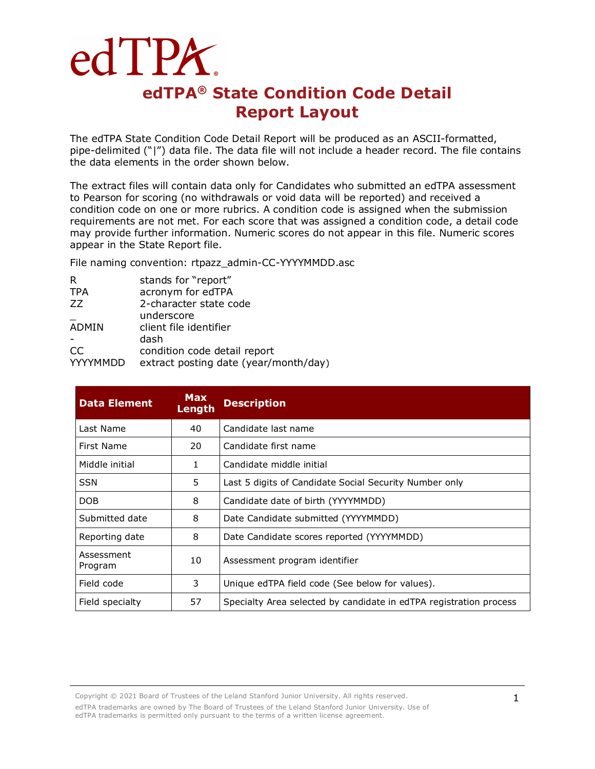# edTPA® State Condition Code Detail Report Layout

The edTPA State Condition Code Detail Report will be produced as an ASCII-formatted, pipe-delimited ("|") data file. The data file will not include a header record. The file contains the data elements in the order shown below.

The extract files will contain data only for Candidates who submitted an edTPA assessment to Pearson for scoring (no withdrawals or void data will be reported) and received a condition code on one or more rubrics. A condition code is assigned when the submission requirements are not met. For each score that was assigned a condition code, a detail code may provide further information. Numeric scores do not appear in this file. Numeric scores appear in the State Report file.

File naming convention: rtpazz_admin-CC-YYYYMMDD.asc

| | |
|---|---|
| R | stands for "report" |
| TPA | acronym for edTPA |
| ZZ | 2-character state code |
| _ | underscore |
| ADMIN | client file identifier |
| - | dash |
| CC | condition code detail report |
| YYYYMMDD | extract posting date (year/month/day) |

| Data Element | Max Length | Description |
|---|---|---|
| Last Name | 40 | Candidate last name |
| First Name | 20 | Candidate first name |
| Middle initial | 1 | Candidate middle initial |
| SSN | 5 | Last 5 digits of Candidate Social Security Number only |
| DOB | 8 | Candidate date of birth (YYYYMMDD) |
| Submitted date | 8 | Date Candidate submitted (YYYYMMDD) |
| Reporting date | 8 | Date Candidate scores reported (YYYYMMDD) |
| Assessment Program | 10 | Assessment program identifier |
| Field code | 3 | Unique edTPA field code (See below for values). |
| Field specialty | 57 | Specialty Area selected by candidate in edTPA registration process |

Copyright © 2021 Board of Trustees of the Leland Stanford Junior University. All rights reserved.
edTPA trademarks are owned by The Board of Trustees of the Leland Stanford Junior University. Use of edTPA trademarks is permitted only pursuant to the terms of a written license agreement.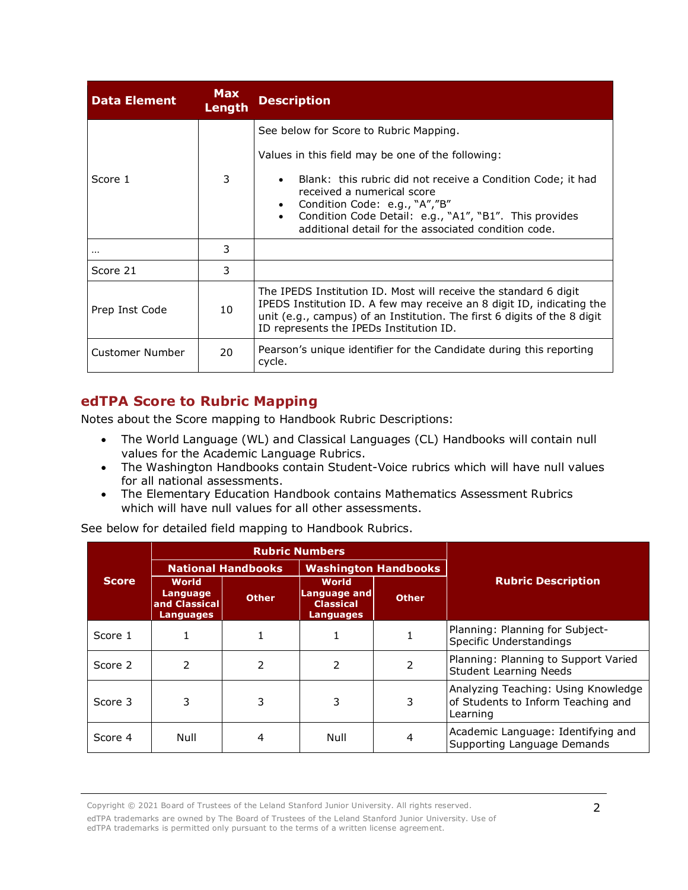| Data Element | Max Length | Description |
|---|---|---|
| Score 1 | 3 | See below for Score to Rubric Mapping.<br><br>Values in this field may be one of the following:<br><br>• Blank: this rubric did not receive a Condition Code; it had received a numerical score<br>• Condition Code: e.g., "A","B"<br>• Condition Code Detail: e.g., "A1", "B1". This provides additional detail for the associated condition code. |
| … | 3 | |
| Score 21 | 3 | |
| Prep Inst Code | 10 | The IPEDS Institution ID. Most will receive the standard 6 digit IPEDS Institution ID. A few may receive an 8 digit ID, indicating the unit (e.g., campus) of an Institution. The first 6 digits of the 8 digit ID represents the IPEDs Institution ID. |
| Customer Number | 20 | Pearson's unique identifier for the Candidate during this reporting cycle. |

## edTPA Score to Rubric Mapping

Notes about the Score mapping to Handbook Rubric Descriptions:

- The World Language (WL) and Classical Languages (CL) Handbooks will contain null values for the Academic Language Rubrics.
- The Washington Handbooks contain Student-Voice rubrics which will have null values for all national assessments.
- The Elementary Education Handbook contains Mathematics Assessment Rubrics which will have null values for all other assessments.

See below for detailed field mapping to Handbook Rubrics.

| Score | Rubric Numbers | | | | Rubric Description |
|---|---|---|---|---|---|
| | National Handbooks | | Washington Handbooks | | |
| | World Language and Classical Languages | Other | World Language and Classical Languages | Other | |
| Score 1 | 1 | 1 | 1 | 1 | Planning: Planning for Subject-Specific Understandings |
| Score 2 | 2 | 2 | 2 | 2 | Planning: Planning to Support Varied Student Learning Needs |
| Score 3 | 3 | 3 | 3 | 3 | Analyzing Teaching: Using Knowledge of Students to Inform Teaching and Learning |
| Score 4 | Null | 4 | Null | 4 | Academic Language: Identifying and Supporting Language Demands |

Copyright © 2021 Board of Trustees of the Leland Stanford Junior University. All rights reserved.
edTPA trademarks are owned by The Board of Trustees of the Leland Stanford Junior University. Use of edTPA trademarks is permitted only pursuant to the terms of a written license agreement.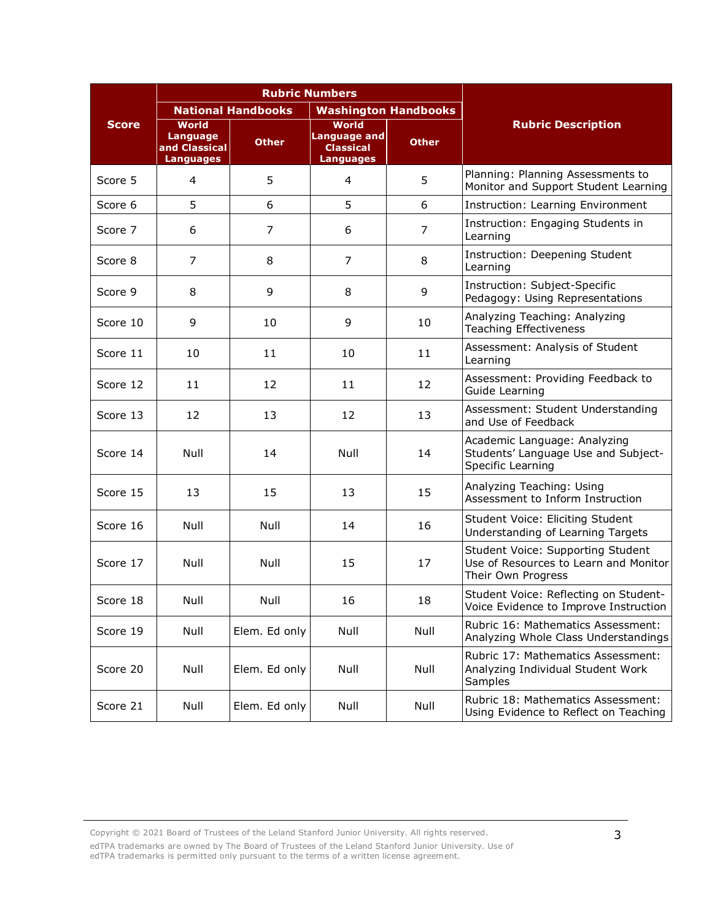| Score | Rubric Numbers | | | | Rubric Description |
|---|---|---|---|---|---|
| | National Handbooks | | Washington Handbooks | | |
| | World Language and Classical Languages | Other | World Language and Classical Languages | Other | |
| Score 5 | 4 | 5 | 4 | 5 | Planning: Planning Assessments to Monitor and Support Student Learning |
| Score 6 | 5 | 6 | 5 | 6 | Instruction: Learning Environment |
| Score 7 | 6 | 7 | 6 | 7 | Instruction: Engaging Students in Learning |
| Score 8 | 7 | 8 | 7 | 8 | Instruction: Deepening Student Learning |
| Score 9 | 8 | 9 | 8 | 9 | Instruction: Subject-Specific Pedagogy: Using Representations |
| Score 10 | 9 | 10 | 9 | 10 | Analyzing Teaching: Analyzing Teaching Effectiveness |
| Score 11 | 10 | 11 | 10 | 11 | Assessment: Analysis of Student Learning |
| Score 12 | 11 | 12 | 11 | 12 | Assessment: Providing Feedback to Guide Learning |
| Score 13 | 12 | 13 | 12 | 13 | Assessment: Student Understanding and Use of Feedback |
| Score 14 | Null | 14 | Null | 14 | Academic Language: Analyzing Students' Language Use and Subject-Specific Learning |
| Score 15 | 13 | 15 | 13 | 15 | Analyzing Teaching: Using Assessment to Inform Instruction |
| Score 16 | Null | Null | 14 | 16 | Student Voice: Eliciting Student Understanding of Learning Targets |
| Score 17 | Null | Null | 15 | 17 | Student Voice: Supporting Student Use of Resources to Learn and Monitor Their Own Progress |
| Score 18 | Null | Null | 16 | 18 | Student Voice: Reflecting on Student-Voice Evidence to Improve Instruction |
| Score 19 | Null | Elem. Ed only | Null | Null | Rubric 16: Mathematics Assessment: Analyzing Whole Class Understandings |
| Score 20 | Null | Elem. Ed only | Null | Null | Rubric 17: Mathematics Assessment: Analyzing Individual Student Work Samples |
| Score 21 | Null | Elem. Ed only | Null | Null | Rubric 18: Mathematics Assessment: Using Evidence to Reflect on Teaching |

Copyright © 2021 Board of Trustees of the Leland Stanford Junior University. All rights reserved.
edTPA trademarks are owned by The Board of Trustees of the Leland Stanford Junior University. Use of edTPA trademarks is permitted only pursuant to the terms of a written license agreement.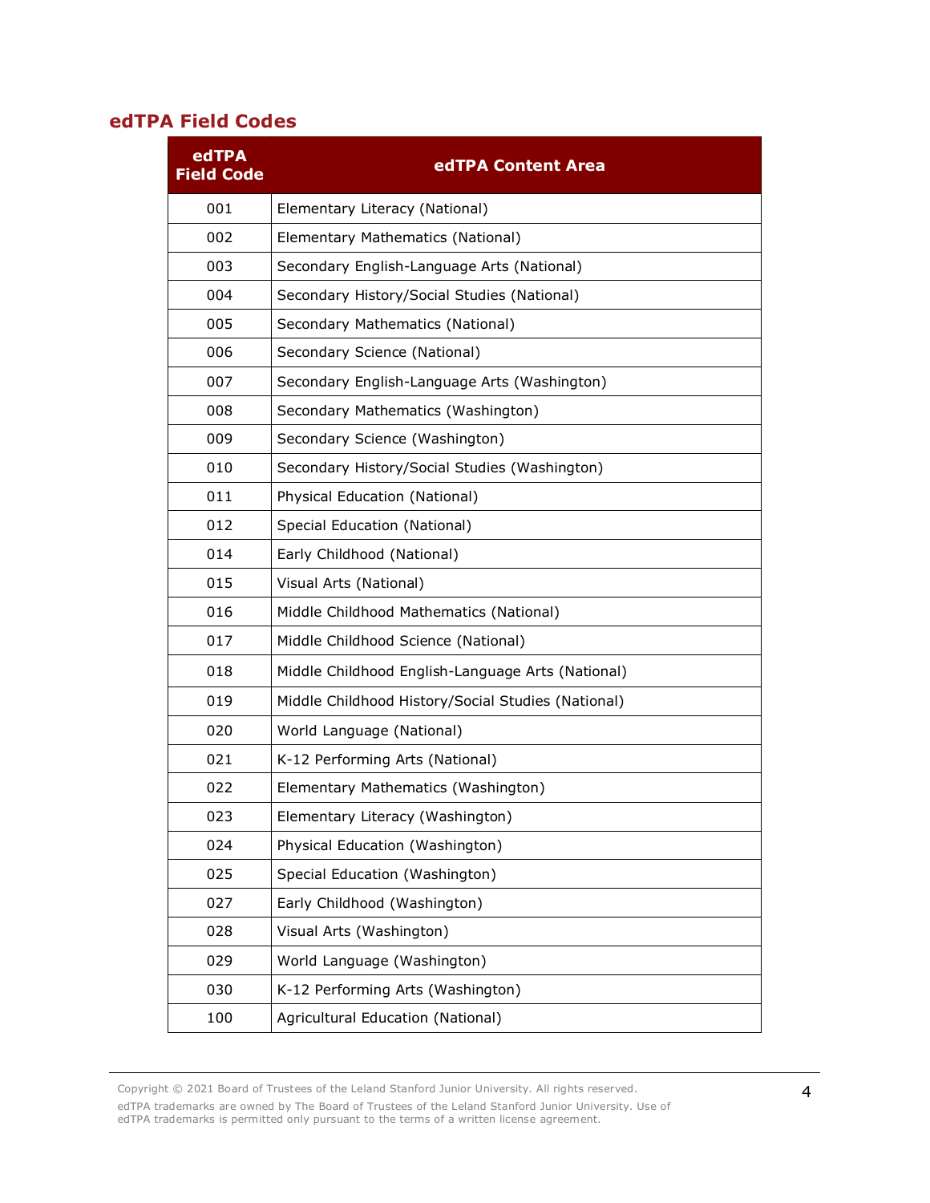## edTPA Field Codes

| edTPA Field Code | edTPA Content Area |
|---|---|
| 001 | Elementary Literacy (National) |
| 002 | Elementary Mathematics (National) |
| 003 | Secondary English-Language Arts (National) |
| 004 | Secondary History/Social Studies (National) |
| 005 | Secondary Mathematics (National) |
| 006 | Secondary Science (National) |
| 007 | Secondary English-Language Arts (Washington) |
| 008 | Secondary Mathematics (Washington) |
| 009 | Secondary Science (Washington) |
| 010 | Secondary History/Social Studies (Washington) |
| 011 | Physical Education (National) |
| 012 | Special Education (National) |
| 014 | Early Childhood (National) |
| 015 | Visual Arts (National) |
| 016 | Middle Childhood Mathematics (National) |
| 017 | Middle Childhood Science (National) |
| 018 | Middle Childhood English-Language Arts (National) |
| 019 | Middle Childhood History/Social Studies (National) |
| 020 | World Language (National) |
| 021 | K-12 Performing Arts (National) |
| 022 | Elementary Mathematics (Washington) |
| 023 | Elementary Literacy (Washington) |
| 024 | Physical Education (Washington) |
| 025 | Special Education (Washington) |
| 027 | Early Childhood (Washington) |
| 028 | Visual Arts (Washington) |
| 029 | World Language (Washington) |
| 030 | K-12 Performing Arts (Washington) |
| 100 | Agricultural Education (National) |

Copyright © 2021 Board of Trustees of the Leland Stanford Junior University. All rights reserved.
edTPA trademarks are owned by The Board of Trustees of the Leland Stanford Junior University. Use of edTPA trademarks is permitted only pursuant to the terms of a written license agreement.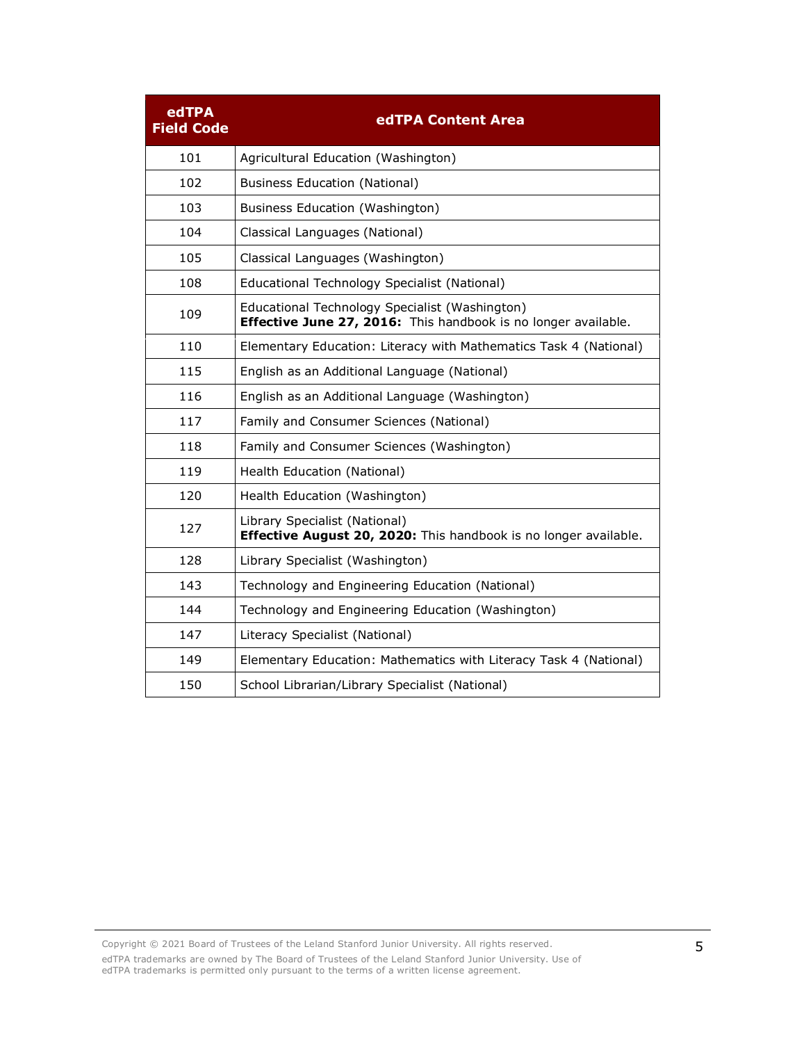| edTPA Field Code | edTPA Content Area |
|---|---|
| 101 | Agricultural Education (Washington) |
| 102 | Business Education (National) |
| 103 | Business Education (Washington) |
| 104 | Classical Languages (National) |
| 105 | Classical Languages (Washington) |
| 108 | Educational Technology Specialist (National) |
| 109 | Educational Technology Specialist (Washington)<br>**Effective June 27, 2016:** This handbook is no longer available. |
| 110 | Elementary Education: Literacy with Mathematics Task 4 (National) |
| 115 | English as an Additional Language (National) |
| 116 | English as an Additional Language (Washington) |
| 117 | Family and Consumer Sciences (National) |
| 118 | Family and Consumer Sciences (Washington) |
| 119 | Health Education (National) |
| 120 | Health Education (Washington) |
| 127 | Library Specialist (National)<br>**Effective August 20, 2020:** This handbook is no longer available. |
| 128 | Library Specialist (Washington) |
| 143 | Technology and Engineering Education (National) |
| 144 | Technology and Engineering Education (Washington) |
| 147 | Literacy Specialist (National) |
| 149 | Elementary Education: Mathematics with Literacy Task 4 (National) |
| 150 | School Librarian/Library Specialist (National) |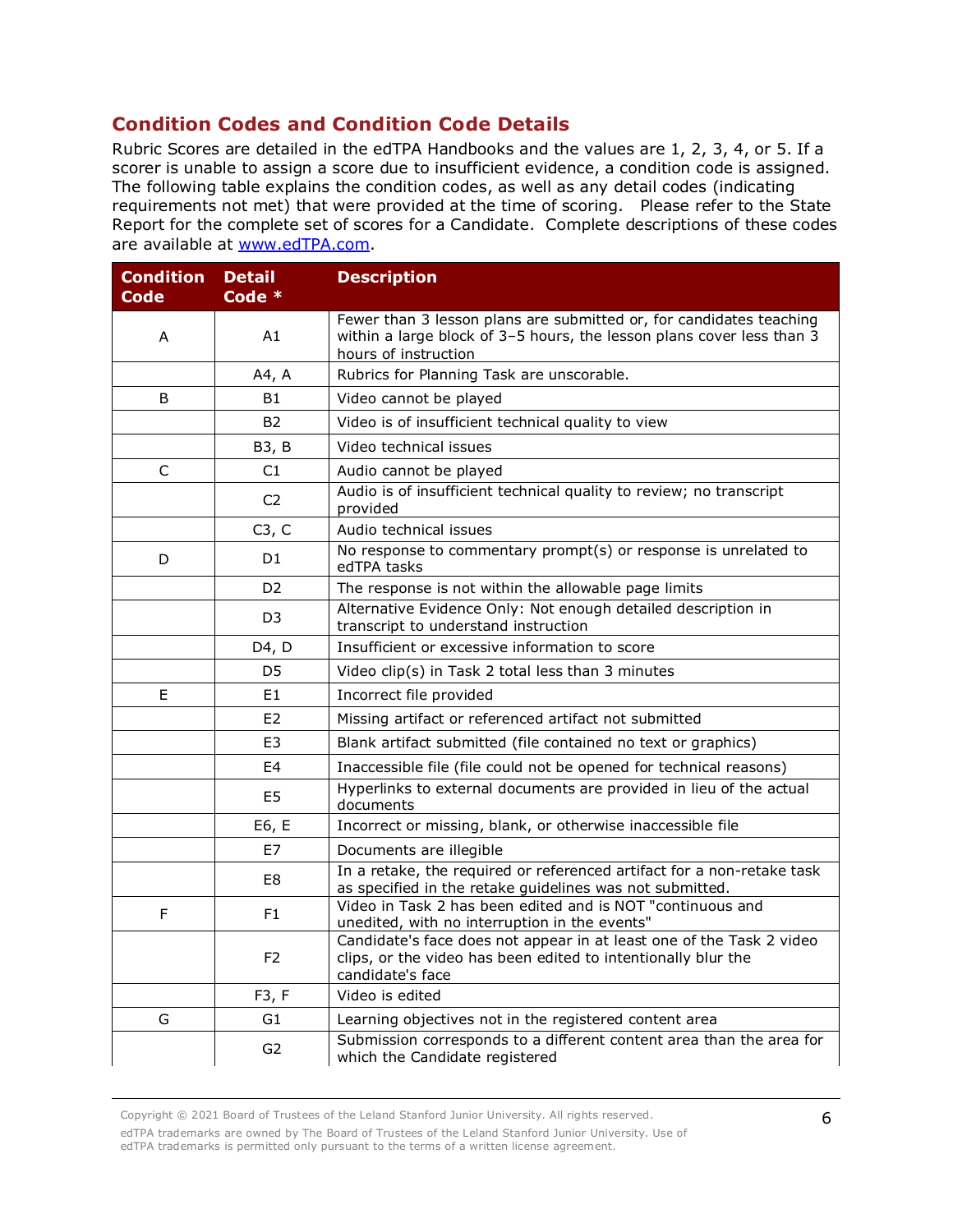## Condition Codes and Condition Code Details

Rubric Scores are detailed in the edTPA Handbooks and the values are 1, 2, 3, 4, or 5. If a scorer is unable to assign a score due to insufficient evidence, a condition code is assigned. The following table explains the condition codes, as well as any detail codes (indicating requirements not met) that were provided at the time of scoring. Please refer to the State Report for the complete set of scores for a Candidate. Complete descriptions of these codes are available at [www.edTPA.com](http://www.edTPA.com).

| Condition Code | Detail Code * | Description |
|---|---|---|
| A | A1 | Fewer than 3 lesson plans are submitted or, for candidates teaching within a large block of 3–5 hours, the lesson plans cover less than 3 hours of instruction |
| | A4, A | Rubrics for Planning Task are unscorable. |
| B | B1 | Video cannot be played |
| | B2 | Video is of insufficient technical quality to view |
| | B3, B | Video technical issues |
| C | C1 | Audio cannot be played |
| | C2 | Audio is of insufficient technical quality to review; no transcript provided |
| | C3, C | Audio technical issues |
| D | D1 | No response to commentary prompt(s) or response is unrelated to edTPA tasks |
| | D2 | The response is not within the allowable page limits |
| | D3 | Alternative Evidence Only: Not enough detailed description in transcript to understand instruction |
| | D4, D | Insufficient or excessive information to score |
| | D5 | Video clip(s) in Task 2 total less than 3 minutes |
| E | E1 | Incorrect file provided |
| | E2 | Missing artifact or referenced artifact not submitted |
| | E3 | Blank artifact submitted (file contained no text or graphics) |
| | E4 | Inaccessible file (file could not be opened for technical reasons) |
| | E5 | Hyperlinks to external documents are provided in lieu of the actual documents |
| | E6, E | Incorrect or missing, blank, or otherwise inaccessible file |
| | E7 | Documents are illegible |
| | E8 | In a retake, the required or referenced artifact for a non-retake task as specified in the retake guidelines was not submitted. |
| F | F1 | Video in Task 2 has been edited and is NOT "continuous and unedited, with no interruption in the events" |
| | F2 | Candidate's face does not appear in at least one of the Task 2 video clips, or the video has been edited to intentionally blur the candidate's face |
| | F3, F | Video is edited |
| G | G1 | Learning objectives not in the registered content area |
| | G2 | Submission corresponds to a different content area than the area for which the Candidate registered |

Copyright © 2021 Board of Trustees of the Leland Stanford Junior University. All rights reserved.

edTPA trademarks are owned by The Board of Trustees of the Leland Stanford Junior University. Use of edTPA trademarks is permitted only pursuant to the terms of a written license agreement.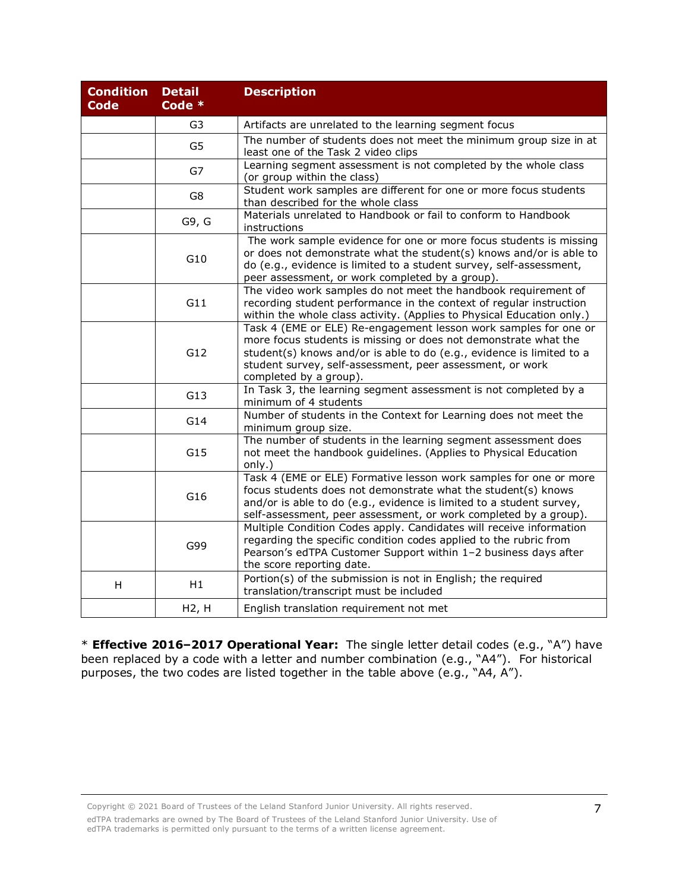| Condition Code | Detail Code * | Description |
|---|---|---|
| | G3 | Artifacts are unrelated to the learning segment focus |
| | G5 | The number of students does not meet the minimum group size in at least one of the Task 2 video clips |
| | G7 | Learning segment assessment is not completed by the whole class (or group within the class) |
| | G8 | Student work samples are different for one or more focus students than described for the whole class |
| | G9, G | Materials unrelated to Handbook or fail to conform to Handbook instructions |
| | G10 | The work sample evidence for one or more focus students is missing or does not demonstrate what the student(s) knows and/or is able to do (e.g., evidence is limited to a student survey, self-assessment, peer assessment, or work completed by a group). |
| | G11 | The video work samples do not meet the handbook requirement of recording student performance in the context of regular instruction within the whole class activity. (Applies to Physical Education only.) |
| | G12 | Task 4 (EME or ELE) Re-engagement lesson work samples for one or more focus students is missing or does not demonstrate what the student(s) knows and/or is able to do (e.g., evidence is limited to a student survey, self-assessment, peer assessment, or work completed by a group). |
| | G13 | In Task 3, the learning segment assessment is not completed by a minimum of 4 students |
| | G14 | Number of students in the Context for Learning does not meet the minimum group size. |
| | G15 | The number of students in the learning segment assessment does not meet the handbook guidelines. (Applies to Physical Education only.) |
| | G16 | Task 4 (EME or ELE) Formative lesson work samples for one or more focus students does not demonstrate what the student(s) knows and/or is able to do (e.g., evidence is limited to a student survey, self-assessment, peer assessment, or work completed by a group). |
| | G99 | Multiple Condition Codes apply. Candidates will receive information regarding the specific condition codes applied to the rubric from Pearson's edTPA Customer Support within 1–2 business days after the score reporting date. |
| H | H1 | Portion(s) of the submission is not in English; the required translation/transcript must be included |
| | H2, H | English translation requirement not met |

* **Effective 2016–2017 Operational Year:** The single letter detail codes (e.g., "A") have been replaced by a code with a letter and number combination (e.g., "A4"). For historical purposes, the two codes are listed together in the table above (e.g., "A4, A").

Copyright © 2021 Board of Trustees of the Leland Stanford Junior University. All rights reserved.

edTPA trademarks are owned by The Board of Trustees of the Leland Stanford Junior University. Use of edTPA trademarks is permitted only pursuant to the terms of a written license agreement.